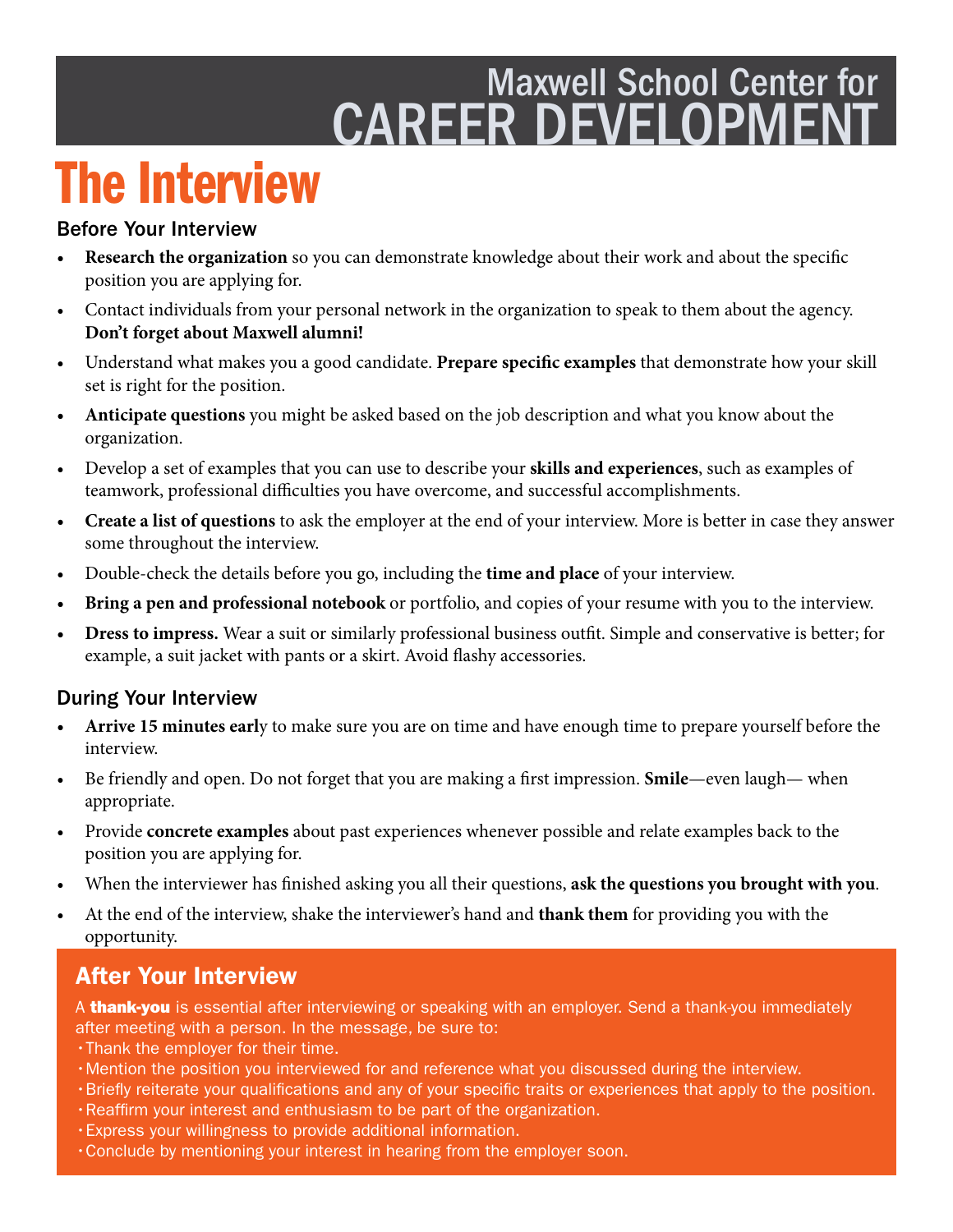# Maxwell School Center for CAREER DEVELOPMENT

# The Interview

## Before Your Interview

- **Research the organization** so you can demonstrate knowledge about their work and about the specific position you are applying for.
- Contact individuals from your personal network in the organization to speak to them about the agency. **Don't forget about Maxwell alumni!**
- Understand what makes you a good candidate. **Prepare specific examples** that demonstrate how your skill set is right for the position.
- **Anticipate questions** you might be asked based on the job description and what you know about the organization.
- Develop a set of examples that you can use to describe your **skills and experiences**, such as examples of teamwork, professional difficulties you have overcome, and successful accomplishments.
- **Create a list of questions** to ask the employer at the end of your interview. More is better in case they answer some throughout the interview.
- Double-check the details before you go, including the **time and place** of your interview.
- **Bring a pen and professional notebook** or portfolio, and copies of your resume with you to the interview.
- **Dress to impress.** Wear a suit or similarly professional business outfit. Simple and conservative is better; for example, a suit jacket with pants or a skirt. Avoid flashy accessories.

## During Your Interview

- **Arrive 15 minutes early** to make sure you are on time and have enough time to prepare yourself before the interview.
- Be friendly and open. Do not forget that you are making a first impression. **Smile**—even laugh— when appropriate.
- Provide **concrete examples** about past experiences whenever possible and relate examples back to the position you are applying for.
- When the interviewer has finished asking you all their questions, **ask the questions you brought with you**.
- At the end of the interview, shake the interviewer's hand and **thank them** for providing you with the opportunity.

## After Your Interview

A **thank-you** is essential after interviewing or speaking with an employer. Send a thank-you immediately after meeting with a person. In the message, be sure to:

- Thank the employer for their time.
- Mention the position you interviewed for and reference what you discussed during the interview.
- Briefly reiterate your qualifications and any of your specific traits or experiences that apply to the position.
- Reaffirm your interest and enthusiasm to be part of the organization.
- Express your willingness to provide additional information.
- Conclude by mentioning your interest in hearing from the employer soon.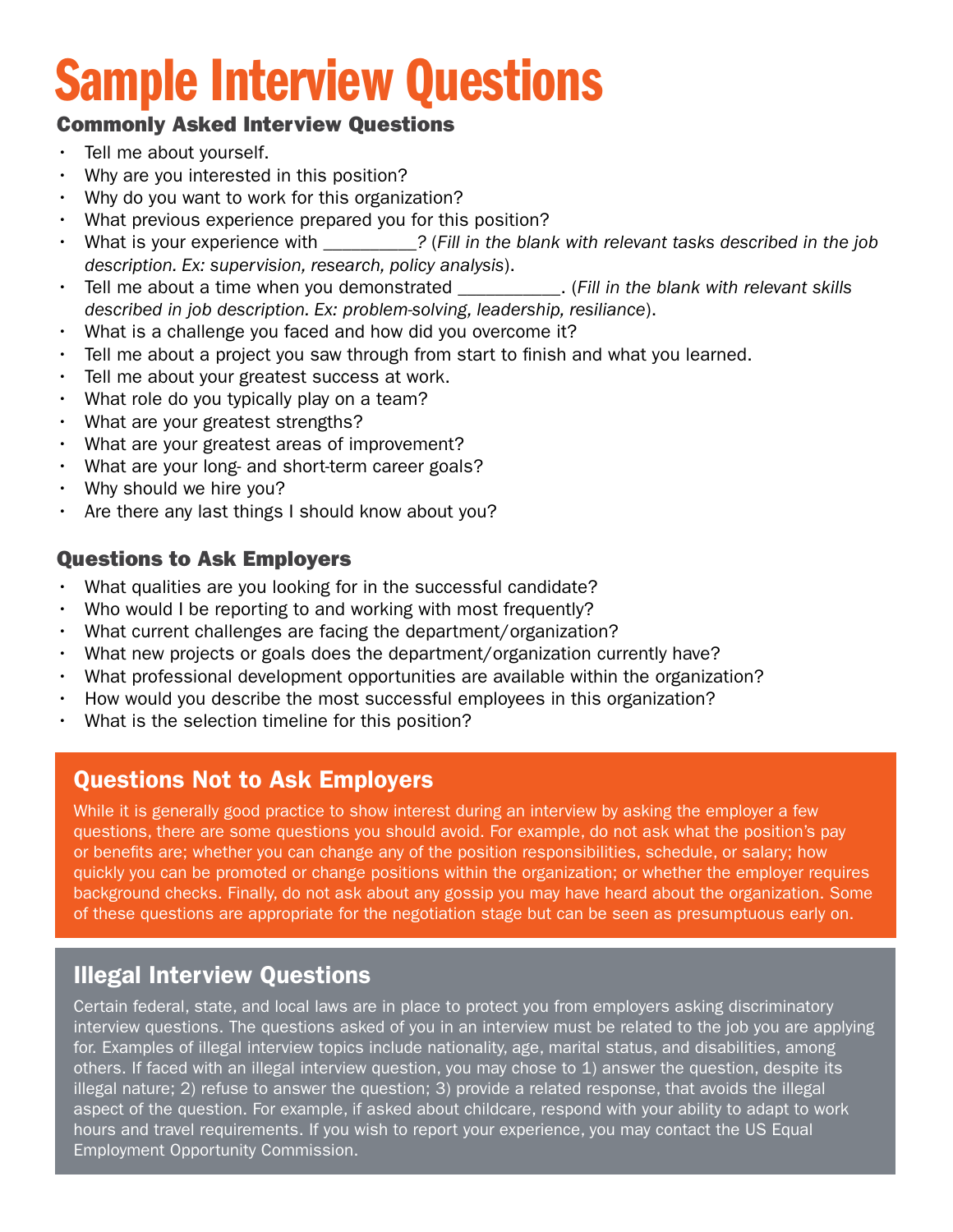# Sample Interview Questions

### Commonly Asked Interview Questions

- Tell me about yourself.
- Why are you interested in this position?
- Why do you want to work for this organization?
- What previous experience prepared you for this position?
- What is your experience with _________? (*Fill in the blank with relevant tasks described in the job description. Ex: supervision, research, policy analysis*).
- Tell me about a time when you demonstrated __________. (*Fill in the blank with relevant skills described in job description. Ex: problem-solving, leadership, resiliance*).
- What is a challenge you faced and how did you overcome it?
- Tell me about a project you saw through from start to finish and what you learned.
- Tell me about your greatest success at work.
- What role do you typically play on a team?
- What are your greatest strengths?
- What are your greatest areas of improvement?
- What are your long- and short-term career goals?
- Why should we hire you?
- Are there any last things I should know about you?

### Questions to Ask Employers

- What qualities are you looking for in the successful candidate?
- Who would I be reporting to and working with most frequently?
- What current challenges are facing the department/organization?
- What new projects or goals does the department/organization currently have?
- What professional development opportunities are available within the organization?
- How would you describe the most successful employees in this organization?
- What is the selection timeline for this position?

## Questions Not to Ask Employers

While it is generally good practice to show interest during an interview by asking the employer a few questions, there are some questions you should avoid. For example, do not ask what the position's pay or benefits are; whether you can change any of the position responsibilities, schedule, or salary; how quickly you can be promoted or change positions within the organization; or whether the employer requires background checks. Finally, do not ask about any gossip you may have heard about the organization. Some of these questions are appropriate for the negotiation stage but can be seen as presumptuous early on.

## Illegal Interview Questions

Certain federal, state, and local laws are in place to protect you from employers asking discriminatory interview questions. The questions asked of you in an interview must be related to the job you are applying for. Examples of illegal interview topics include nationality, age, marital status, and disabilities, among others. If faced with an illegal interview question, you may chose to 1) answer the question, despite its illegal nature; 2) refuse to answer the question; 3) provide a related response, that avoids the illegal aspect of the question. For example, if asked about childcare, respond with your ability to adapt to work hours and travel requirements. If you wish to report your experience, you may contact the US Equal Employment Opportunity Commission.